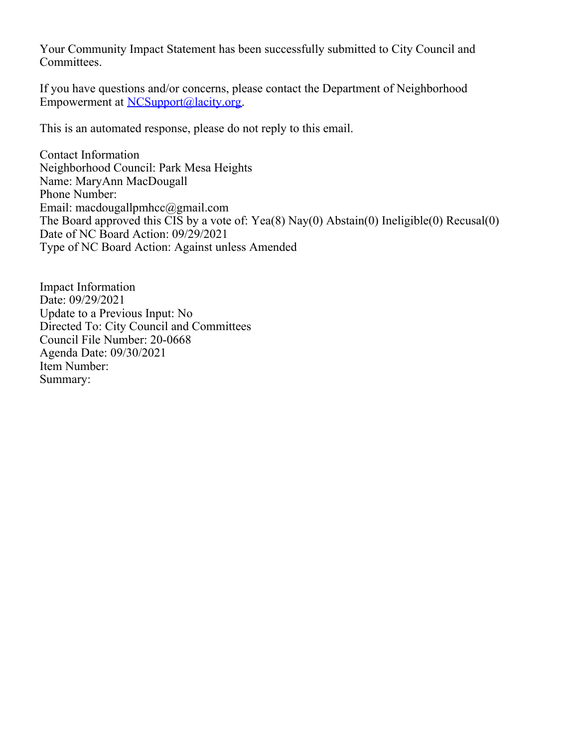Your Community Impact Statement has been successfully submitted to City Council and Committees.

If you have questions and/or concerns, please contact the Department of Neighborhood Empowerment at NCSupport@lacity.org.

This is an automated response, please do not reply to this email.

Contact Information
Neighborhood Council: Park Mesa Heights
Name: MaryAnn MacDougall
Phone Number:
Email: macdougallpmhcc@gmail.com
The Board approved this CIS by a vote of: Yea(8) Nay(0) Abstain(0) Ineligible(0) Recusal(0)
Date of NC Board Action: 09/29/2021
Type of NC Board Action: Against unless Amended

Impact Information
Date: 09/29/2021
Update to a Previous Input: No
Directed To: City Council and Committees
Council File Number: 20-0668
Agenda Date: 09/30/2021
Item Number:
Summary: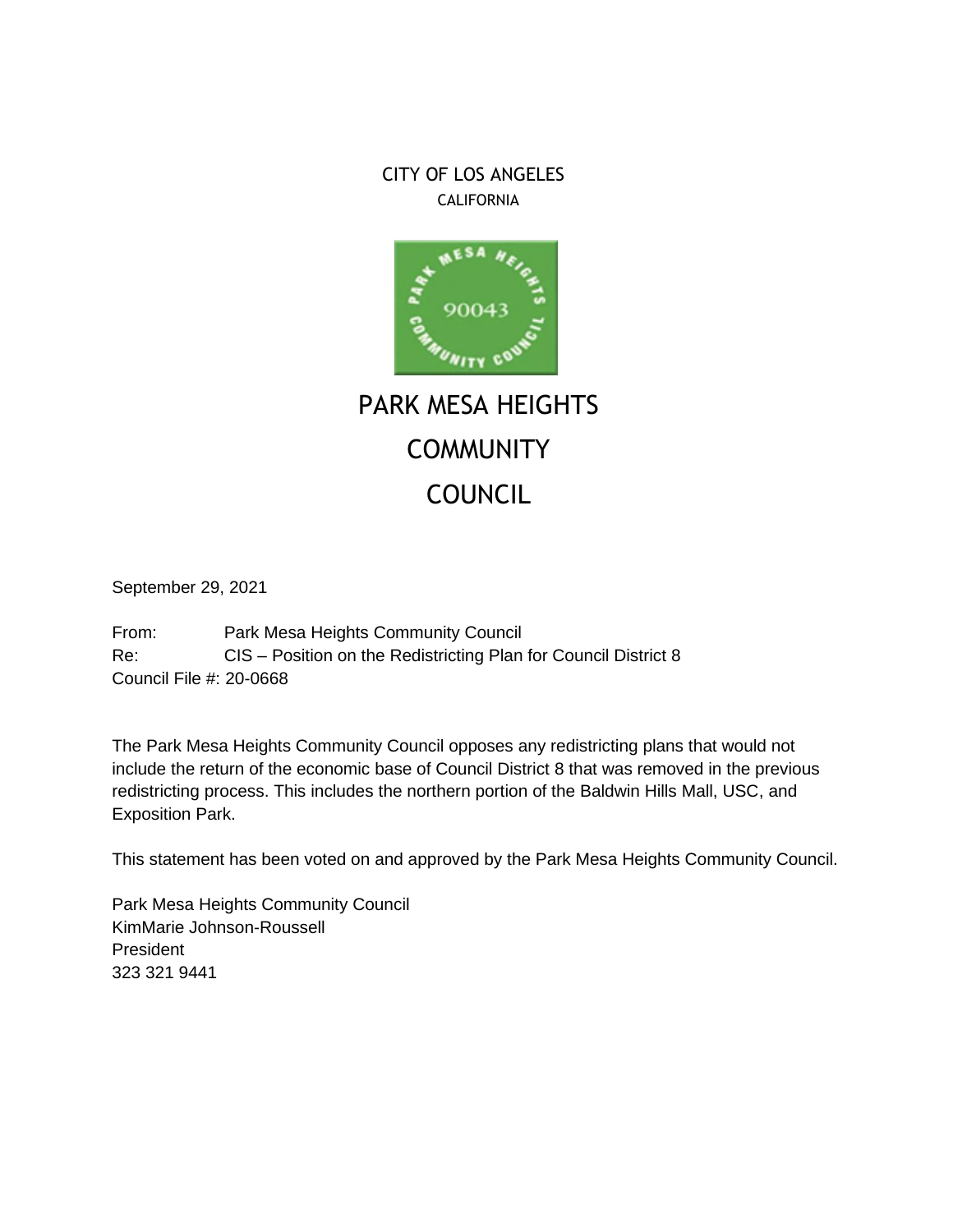CITY OF LOS ANGELES

CALIFORNIA

# PARK MESA HEIGHTS COMMUNITY COUNCIL

September 29, 2021

From: Park Mesa Heights Community Council
Re: CIS – Position on the Redistricting Plan for Council District 8
Council File #: 20-0668

The Park Mesa Heights Community Council opposes any redistricting plans that would not include the return of the economic base of Council District 8 that was removed in the previous redistricting process. This includes the northern portion of the Baldwin Hills Mall, USC, and Exposition Park.

This statement has been voted on and approved by the Park Mesa Heights Community Council.

Park Mesa Heights Community Council
KimMarie Johnson-Roussell
President
323 321 9441